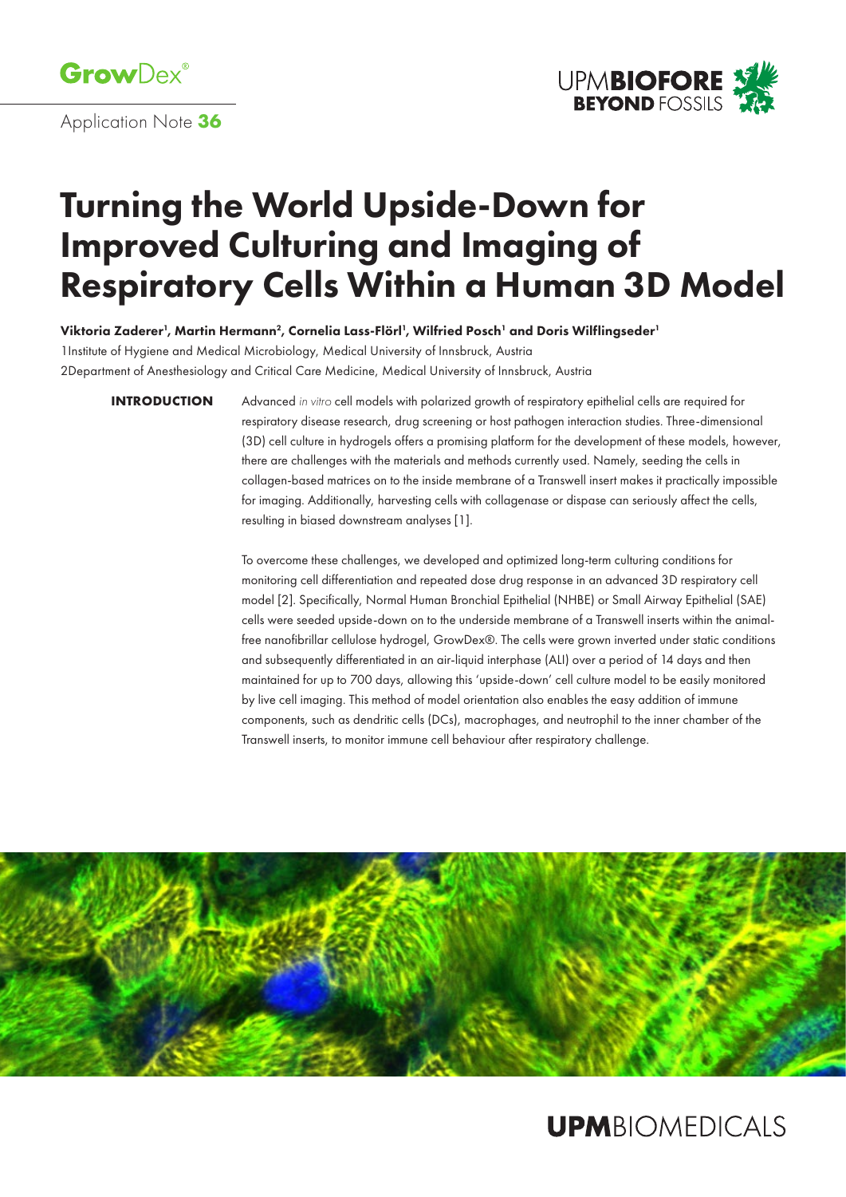**GrowDex®**

Application Note **36**

UPMBIOFORE BEYOND FOSSILS

# Turning the World Upside-Down for Improved Culturing and Imaging of Respiratory Cells Within a Human 3D Model

**Viktoria Zaderer[1], Martin Hermann[2], Cornelia Lass-Flörl[1], Wilfried Posch[1] and Doris Wilflingseder[1]**

1Institute of Hygiene and Medical Microbiology, Medical University of Innsbruck, Austria
2Department of Anesthesiology and Critical Care Medicine, Medical University of Innsbruck, Austria

## INTRODUCTION

Advanced *in vitro* cell models with polarized growth of respiratory epithelial cells are required for respiratory disease research, drug screening or host pathogen interaction studies. Three-dimensional (3D) cell culture in hydrogels offers a promising platform for the development of these models, however, there are challenges with the materials and methods currently used. Namely, seeding the cells in collagen-based matrices on to the inside membrane of a Transwell insert makes it practically impossible for imaging. Additionally, harvesting cells with collagenase or dispase can seriously affect the cells, resulting in biased downstream analyses [1].

To overcome these challenges, we developed and optimized long-term culturing conditions for monitoring cell differentiation and repeated dose drug response in an advanced 3D respiratory cell model [2]. Specifically, Normal Human Bronchial Epithelial (NHBE) or Small Airway Epithelial (SAE) cells were seeded upside-down on to the underside membrane of a Transwell inserts within the animal-free nanofibrillar cellulose hydrogel, GrowDex®. The cells were grown inverted under static conditions and subsequently differentiated in an air-liquid interphase (ALI) over a period of 14 days and then maintained for up to 700 days, allowing this 'upside-down' cell culture model to be easily monitored by live cell imaging. This method of model orientation also enables the easy addition of immune components, such as dendritic cells (DCs), macrophages, and neutrophil to the inner chamber of the Transwell inserts, to monitor immune cell behaviour after respiratory challenge.

UPMBIOMEDICALS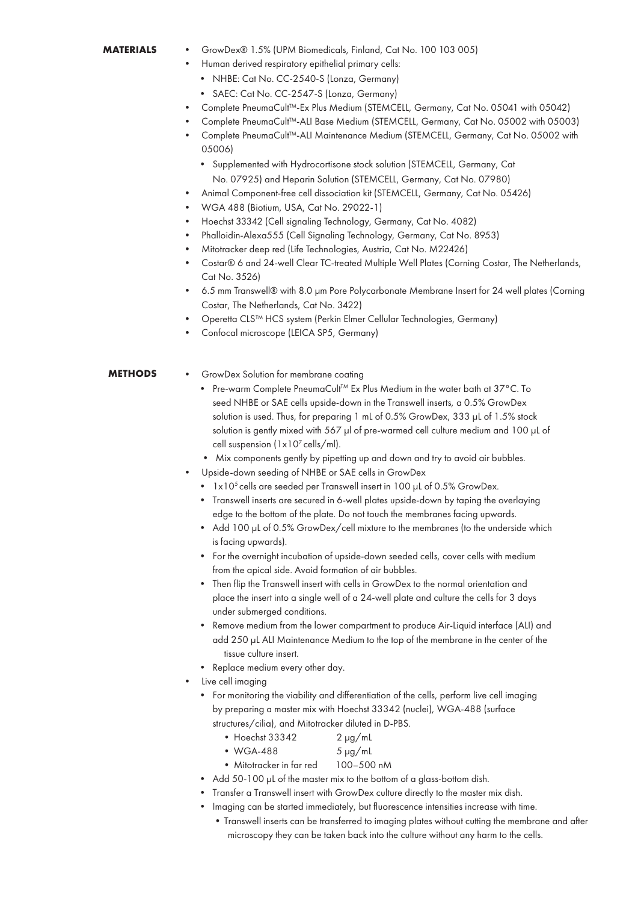## MATERIALS

- GrowDex® 1.5% (UPM Biomedicals, Finland, Cat No. 100 103 005)
- Human derived respiratory epithelial primary cells:
  - NHBE: Cat No. CC-2540-S (Lonza, Germany)
  - SAEC: Cat No. CC-2547-S (Lonza, Germany)
- Complete PneumaCult™-Ex Plus Medium (STEMCELL, Germany, Cat No. 05041 with 05042)
- Complete PneumaCult™-ALI Base Medium (STEMCELL, Germany, Cat No. 05002 with 05003)
- Complete PneumaCult™-ALI Maintenance Medium (STEMCELL, Germany, Cat No. 05002 with 05006)
  - Supplemented with Hydrocortisone stock solution (STEMCELL, Germany, Cat No. 07925) and Heparin Solution (STEMCELL, Germany, Cat No. 07980)
- Animal Component-free cell dissociation kit (STEMCELL, Germany, Cat No. 05426)
- WGA 488 (Biotium, USA, Cat No. 29022-1)
- Hoechst 33342 (Cell signaling Technology, Germany, Cat No. 4082)
- Phalloidin-Alexa555 (Cell Signaling Technology, Germany, Cat No. 8953)
- Mitotracker deep red (Life Technologies, Austria, Cat No. M22426)
- Costar® 6 and 24-well Clear TC-treated Multiple Well Plates (Corning Costar, The Netherlands, Cat No. 3526)
- 6.5 mm Transwell® with 8.0 µm Pore Polycarbonate Membrane Insert for 24 well plates (Corning Costar, The Netherlands, Cat No. 3422)
- Operetta CLS™ HCS system (Perkin Elmer Cellular Technologies, Germany)
- Confocal microscope (LEICA SP5, Germany)

## METHODS

- GrowDex Solution for membrane coating
  - Pre-warm Complete PneumaCult™ Ex Plus Medium in the water bath at 37°C. To seed NHBE or SAE cells upside-down in the Transwell inserts, a 0.5% GrowDex solution is used. Thus, for preparing 1 mL of 0.5% GrowDex, 333 µL of 1.5% stock solution is gently mixed with 567 µl of pre-warmed cell culture medium and 100 µL of cell suspension ($1x10^7$ cells/ml).
  - Mix components gently by pipetting up and down and try to avoid air bubbles.
- Upside-down seeding of NHBE or SAE cells in GrowDex
  - $1x10^5$ cells are seeded per Transwell insert in 100 µL of 0.5% GrowDex.
  - Transwell inserts are secured in 6-well plates upside-down by taping the overlaying edge to the bottom of the plate. Do not touch the membranes facing upwards.
  - Add 100 µL of 0.5% GrowDex/cell mixture to the membranes (to the underside which is facing upwards).
  - For the overnight incubation of upside-down seeded cells, cover cells with medium from the apical side. Avoid formation of air bubbles.
  - Then flip the Transwell insert with cells in GrowDex to the normal orientation and place the insert into a single well of a 24-well plate and culture the cells for 3 days under submerged conditions.
  - Remove medium from the lower compartment to produce Air-Liquid interface (ALI) and add 250 µL ALI Maintenance Medium to the top of the membrane in the center of the tissue culture insert.
  - Replace medium every other day.
- Live cell imaging
  - For monitoring the viability and differentiation of the cells, perform live cell imaging by preparing a master mix with Hoechst 33342 (nuclei), WGA-488 (surface structures/cilia), and Mitotracker diluted in D-PBS.
    - Hoechst 33342 2 µg/mL
    - WGA-488 5 µg/mL
    - Mitotracker in far red 100–500 nM
  - Add 50-100 µL of the master mix to the bottom of a glass-bottom dish.
  - Transfer a Transwell insert with GrowDex culture directly to the master mix dish.
  - Imaging can be started immediately, but fluorescence intensities increase with time.
    - Transwell inserts can be transferred to imaging plates without cutting the membrane and after microscopy they can be taken back into the culture without any harm to the cells.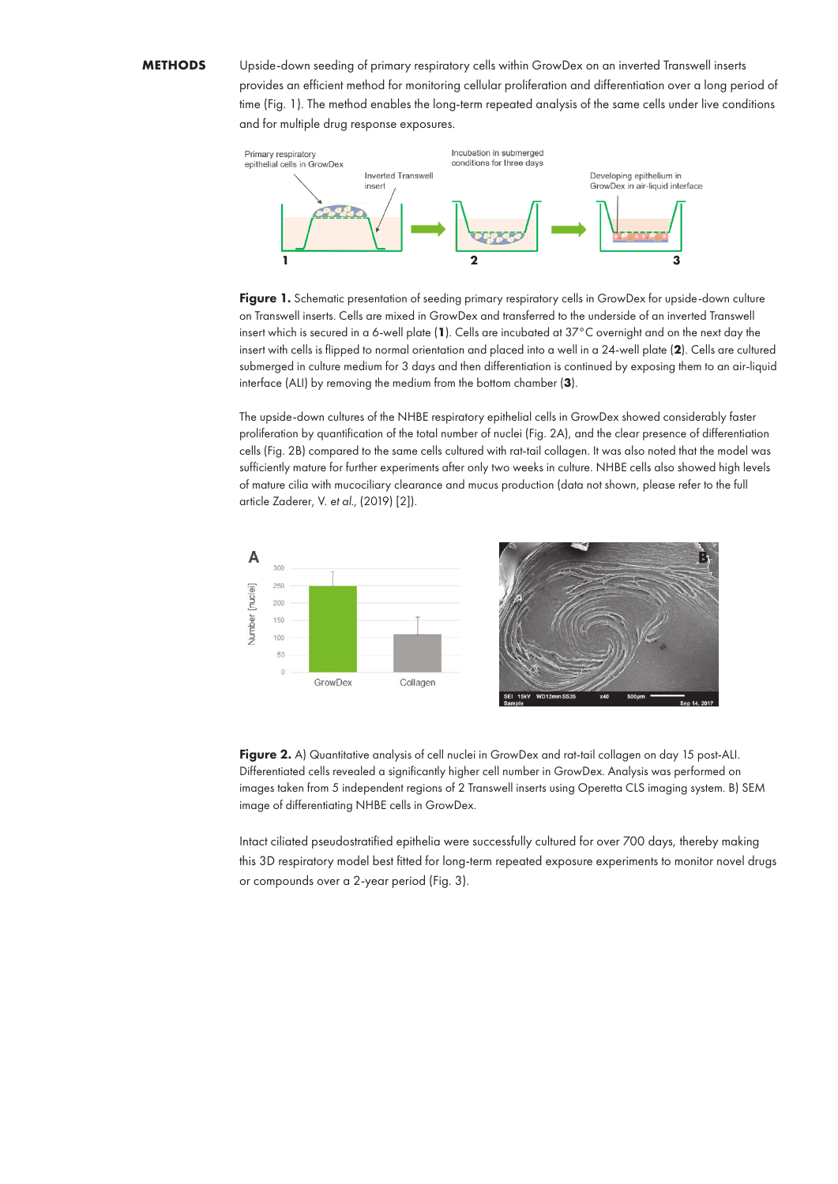**METHODS**

Upside-down seeding of primary respiratory cells within GrowDex on an inverted Transwell inserts provides an efficient method for monitoring cellular proliferation and differentiation over a long period of time (Fig. 1). The method enables the long-term repeated analysis of the same cells under live conditions and for multiple drug response exposures.

**Figure 1.** Schematic presentation of seeding primary respiratory cells in GrowDex for upside-down culture on Transwell inserts. Cells are mixed in GrowDex and transferred to the underside of an inverted Transwell insert which is secured in a 6-well plate (**1**). Cells are incubated at 37°C overnight and on the next day the insert with cells is flipped to normal orientation and placed into a well in a 24-well plate (**2**). Cells are cultured submerged in culture medium for 3 days and then differentiation is continued by exposing them to an air-liquid interface (ALI) by removing the medium from the bottom chamber (**3**).

The upside-down cultures of the NHBE respiratory epithelial cells in GrowDex showed considerably faster proliferation by quantification of the total number of nuclei (Fig. 2A), and the clear presence of differentiation cells (Fig. 2B) compared to the same cells cultured with rat-tail collagen. It was also noted that the model was sufficiently mature for further experiments after only two weeks in culture. NHBE cells also showed high levels of mature cilia with mucociliary clearance and mucus production (data not shown, please refer to the full article Zaderer, V. *et al.*, (2019) [2]).

**Figure 2.** A) Quantitative analysis of cell nuclei in GrowDex and rat-tail collagen on day 15 post-ALI. Differentiated cells revealed a significantly higher cell number in GrowDex. Analysis was performed on images taken from 5 independent regions of 2 Transwell inserts using Operetta CLS imaging system. B) SEM image of differentiating NHBE cells in GrowDex.

Intact ciliated pseudostratified epithelia were successfully cultured for over 700 days, thereby making this 3D respiratory model best fitted for long-term repeated exposure experiments to monitor novel drugs or compounds over a 2-year period (Fig. 3).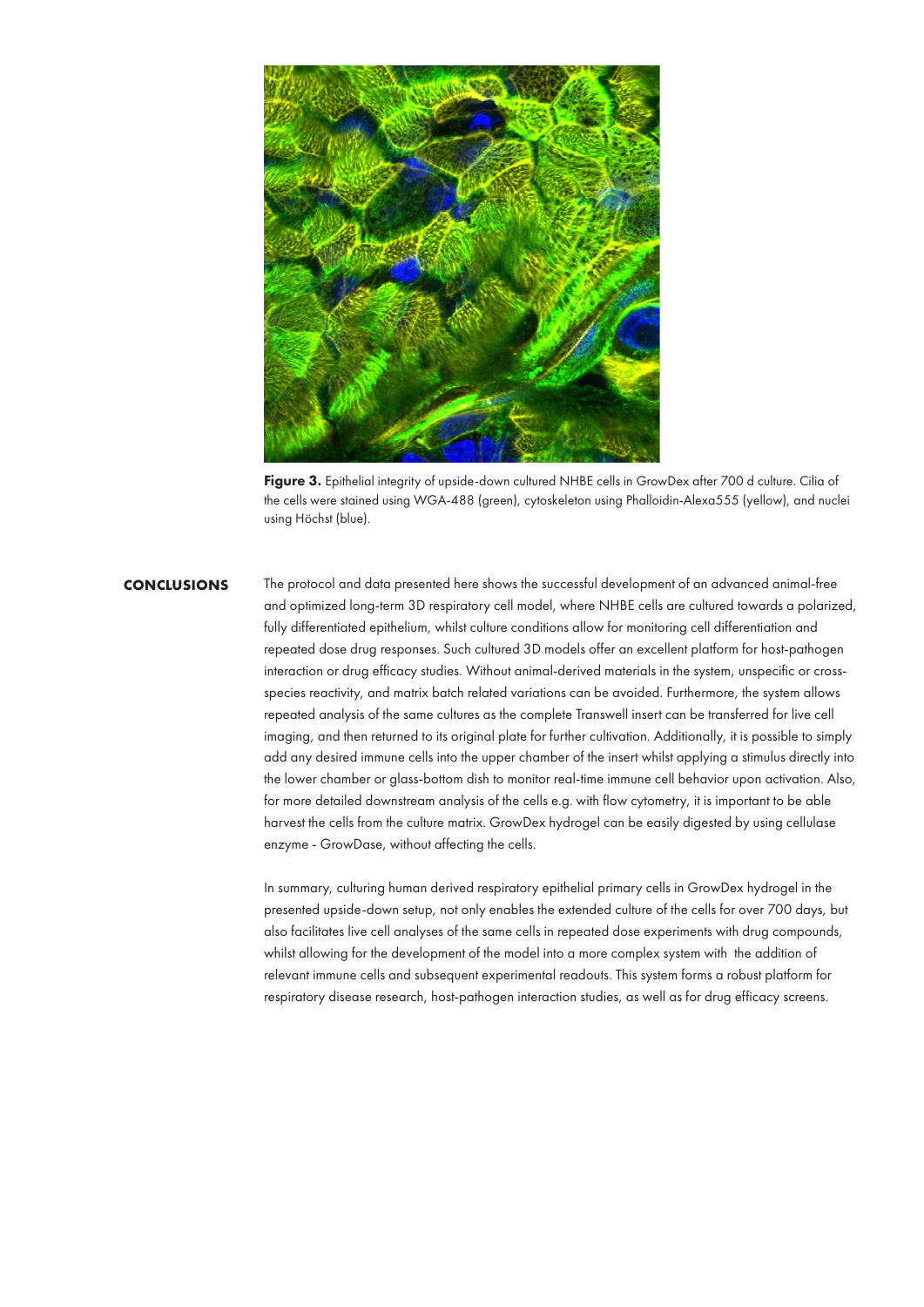**Figure 3.** Epithelial integrity of upside-down cultured NHBE cells in GrowDex after 700 d culture. Cilia of the cells were stained using WGA-488 (green), cytoskeleton using Phalloidin-Alexa555 (yellow), and nuclei using Höchst (blue).

## CONCLUSIONS

The protocol and data presented here shows the successful development of an advanced animal-free and optimized long-term 3D respiratory cell model, where NHBE cells are cultured towards a polarized, fully differentiated epithelium, whilst culture conditions allow for monitoring cell differentiation and repeated dose drug responses. Such cultured 3D models offer an excellent platform for host-pathogen interaction or drug efficacy studies. Without animal-derived materials in the system, unspecific or cross-species reactivity, and matrix batch related variations can be avoided. Furthermore, the system allows repeated analysis of the same cultures as the complete Transwell insert can be transferred for live cell imaging, and then returned to its original plate for further cultivation. Additionally, it is possible to simply add any desired immune cells into the upper chamber of the insert whilst applying a stimulus directly into the lower chamber or glass-bottom dish to monitor real-time immune cell behavior upon activation. Also, for more detailed downstream analysis of the cells e.g. with flow cytometry, it is important to be able harvest the cells from the culture matrix. GrowDex hydrogel can be easily digested by using cellulase enzyme - GrowDase, without affecting the cells.

In summary, culturing human derived respiratory epithelial primary cells in GrowDex hydrogel in the presented upside-down setup, not only enables the extended culture of the cells for over 700 days, but also facilitates live cell analyses of the same cells in repeated dose experiments with drug compounds, whilst allowing for the development of the model into a more complex system with the addition of relevant immune cells and subsequent experimental readouts. This system forms a robust platform for respiratory disease research, host-pathogen interaction studies, as well as for drug efficacy screens.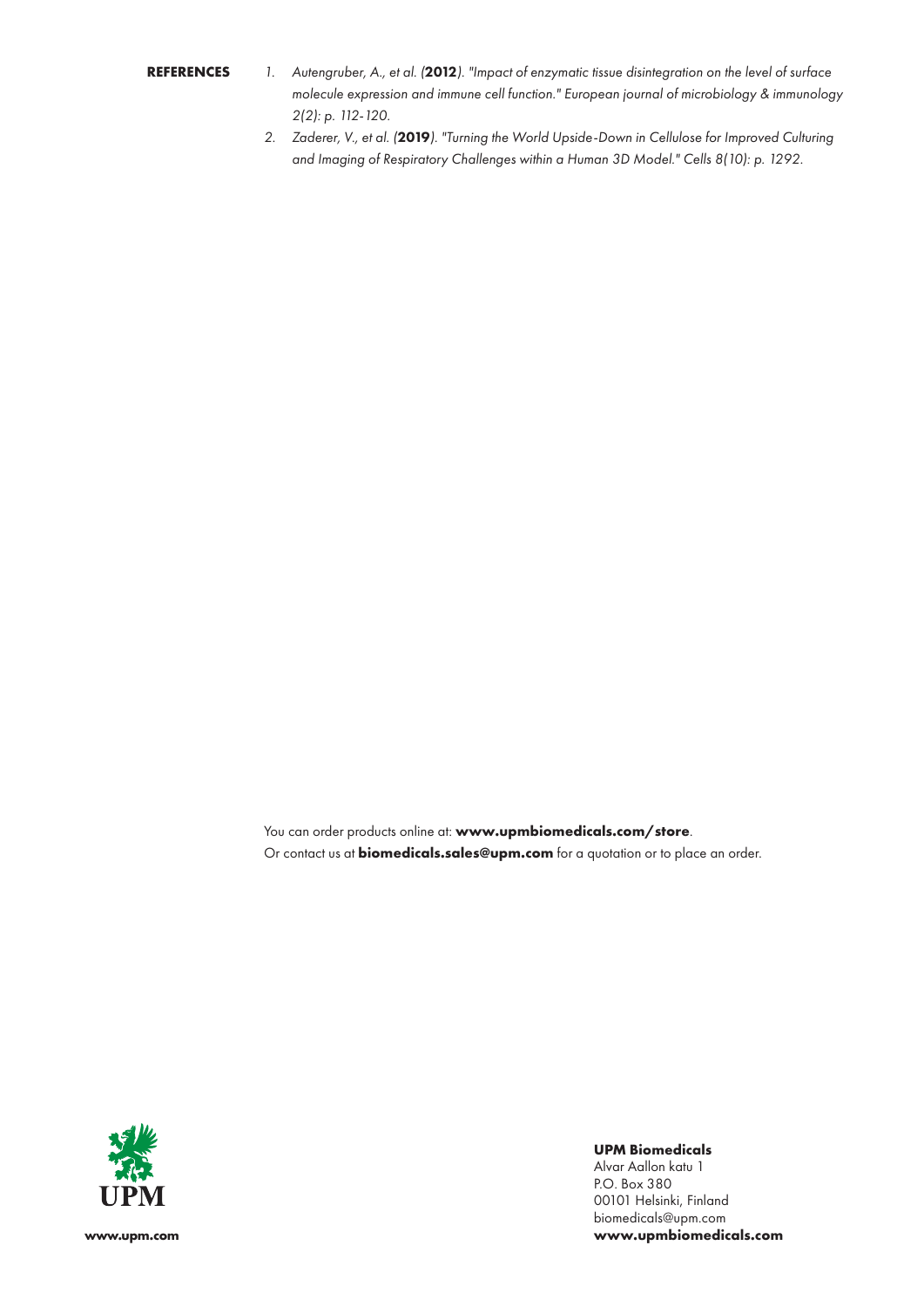**REFERENCES**

1. *Autengruber, A., et al. (**2012**). "Impact of enzymatic tissue disintegration on the level of surface molecule expression and immune cell function." European journal of microbiology & immunology 2(2): p. 112-120.*
2. *Zaderer, V., et al. (**2019**). "Turning the World Upside-Down in Cellulose for Improved Culturing and Imaging of Respiratory Challenges within a Human 3D Model." Cells 8(10): p. 1292.*

You can order products online at: **www.upmbiomedicals.com/store**.
Or contact us at **biomedicals.sales@upm.com** for a quotation or to place an order.

UPM

**www.upm.com**

**UPM Biomedicals**
Alvar Aallon katu 1
P.O. Box 380
00101 Helsinki, Finland
biomedicals@upm.com
**www.upmbiomedicals.com**